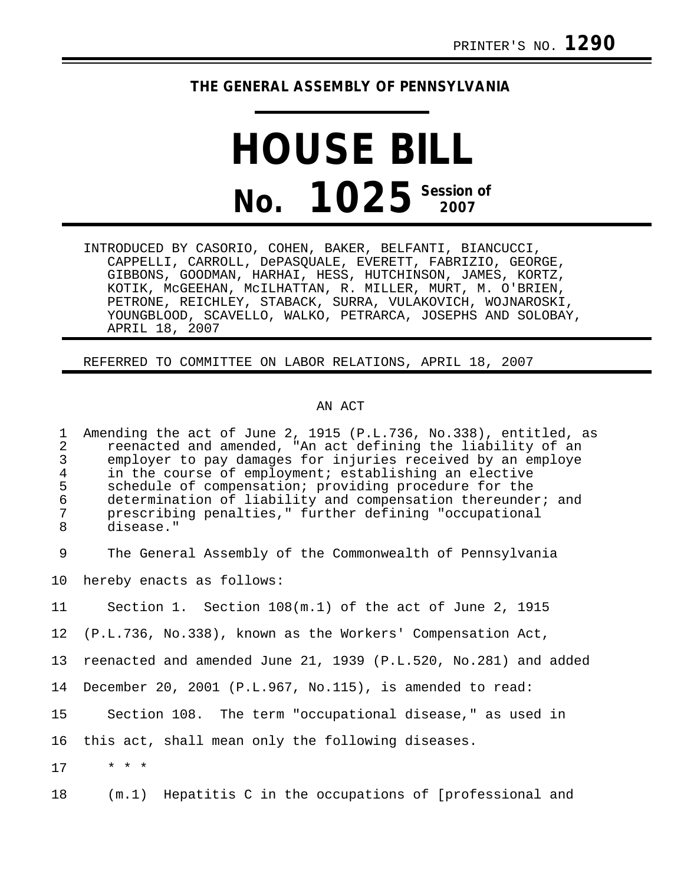PRINTER'S NO. **1290**

**THE GENERAL ASSEMBLY OF PENNSYLVANIA**

# HOUSE BILL

# No. 1025 Session of 2007

INTRODUCED BY CASORIO, COHEN, BAKER, BELFANTI, BIANCUCCI, CAPPELLI, CARROLL, DePASQUALE, EVERETT, FABRIZIO, GEORGE, GIBBONS, GOODMAN, HARHAI, HESS, HUTCHINSON, JAMES, KORTZ, KOTIK, McGEEHAN, McILHATTAN, R. MILLER, MURT, M. O'BRIEN, PETRONE, REICHLEY, STABACK, SURRA, VULAKOVICH, WOJNAROSKI, YOUNGBLOOD, SCAVELLO, WALKO, PETRARCA, JOSEPHS AND SOLOBAY, APRIL 18, 2007

REFERRED TO COMMITTEE ON LABOR RELATIONS, APRIL 18, 2007

AN ACT

Amending the act of June 2, 1915 (P.L.736, No.338), entitled, as reenacted and amended, "An act defining the liability of an employer to pay damages for injuries received by an employe in the course of employment; establishing an elective schedule of compensation; providing procedure for the determination of liability and compensation thereunder; and prescribing penalties," further defining "occupational disease."

The General Assembly of the Commonwealth of Pennsylvania hereby enacts as follows:

Section 1. Section 108(m.1) of the act of June 2, 1915 (P.L.736, No.338), known as the Workers' Compensation Act, reenacted and amended June 21, 1939 (P.L.520, No.281) and added December 20, 2001 (P.L.967, No.115), is amended to read:

Section 108. The term "occupational disease," as used in this act, shall mean only the following diseases.

* * *

(m.1) Hepatitis C in the occupations of [professional and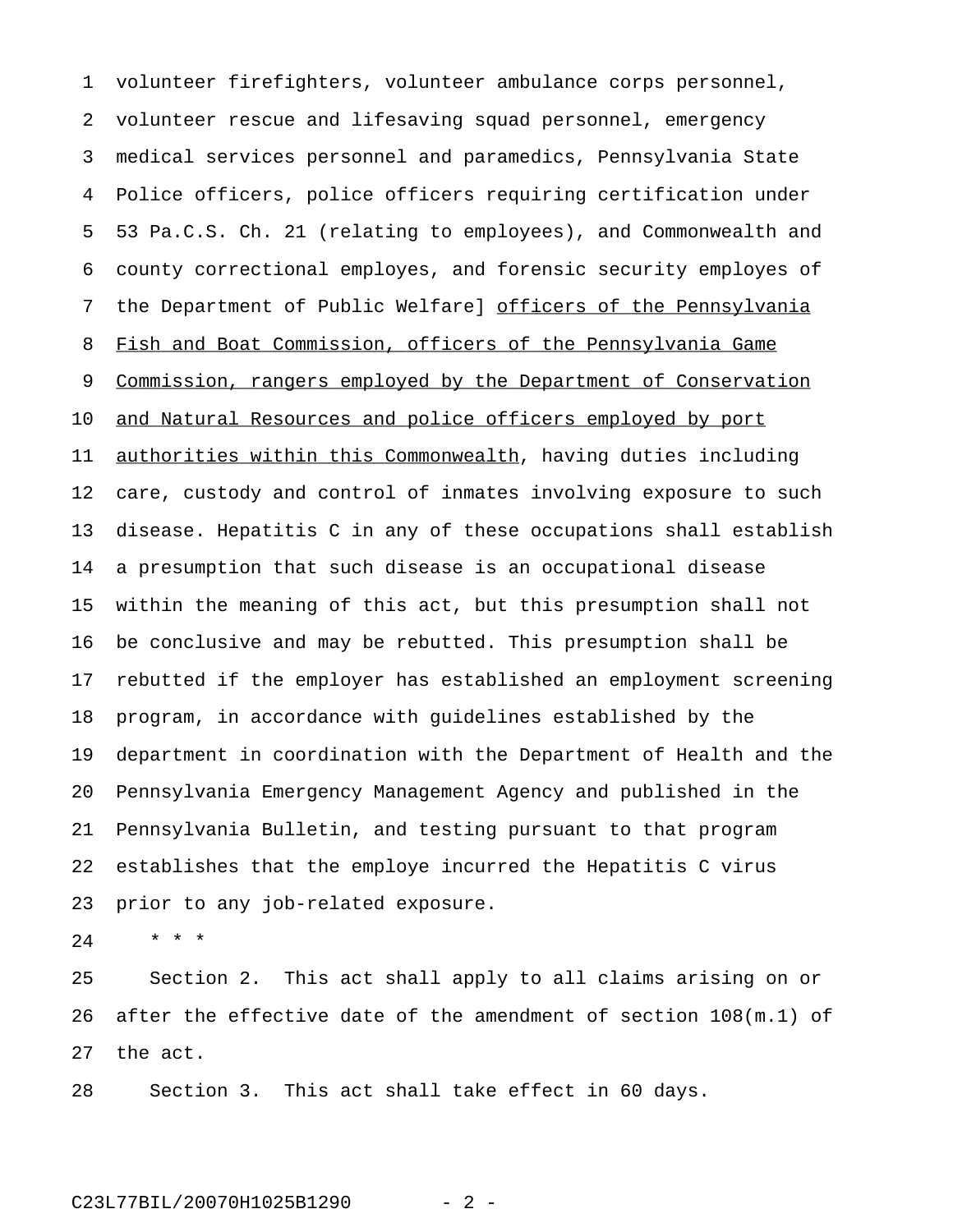volunteer firefighters, volunteer ambulance corps personnel, volunteer rescue and lifesaving squad personnel, emergency medical services personnel and paramedics, Pennsylvania State Police officers, police officers requiring certification under 53 Pa.C.S. Ch. 21 (relating to employees), and Commonwealth and county correctional employes, and forensic security employes of the Department of Public Welfare] <u>officers of the Pennsylvania Fish and Boat Commission, officers of the Pennsylvania Game Commission, rangers employed by the Department of Conservation and Natural Resources and police officers employed by port authorities within this Commonwealth</u>, having duties including care, custody and control of inmates involving exposure to such disease. Hepatitis C in any of these occupations shall establish a presumption that such disease is an occupational disease within the meaning of this act, but this presumption shall not be conclusive and may be rebutted. This presumption shall be rebutted if the employer has established an employment screening program, in accordance with guidelines established by the department in coordination with the Department of Health and the Pennsylvania Emergency Management Agency and published in the Pennsylvania Bulletin, and testing pursuant to that program establishes that the employe incurred the Hepatitis C virus prior to any job-related exposure.

\* \* \*

Section 2. This act shall apply to all claims arising on or after the effective date of the amendment of section 108(m.1) of the act.

Section 3. This act shall take effect in 60 days.